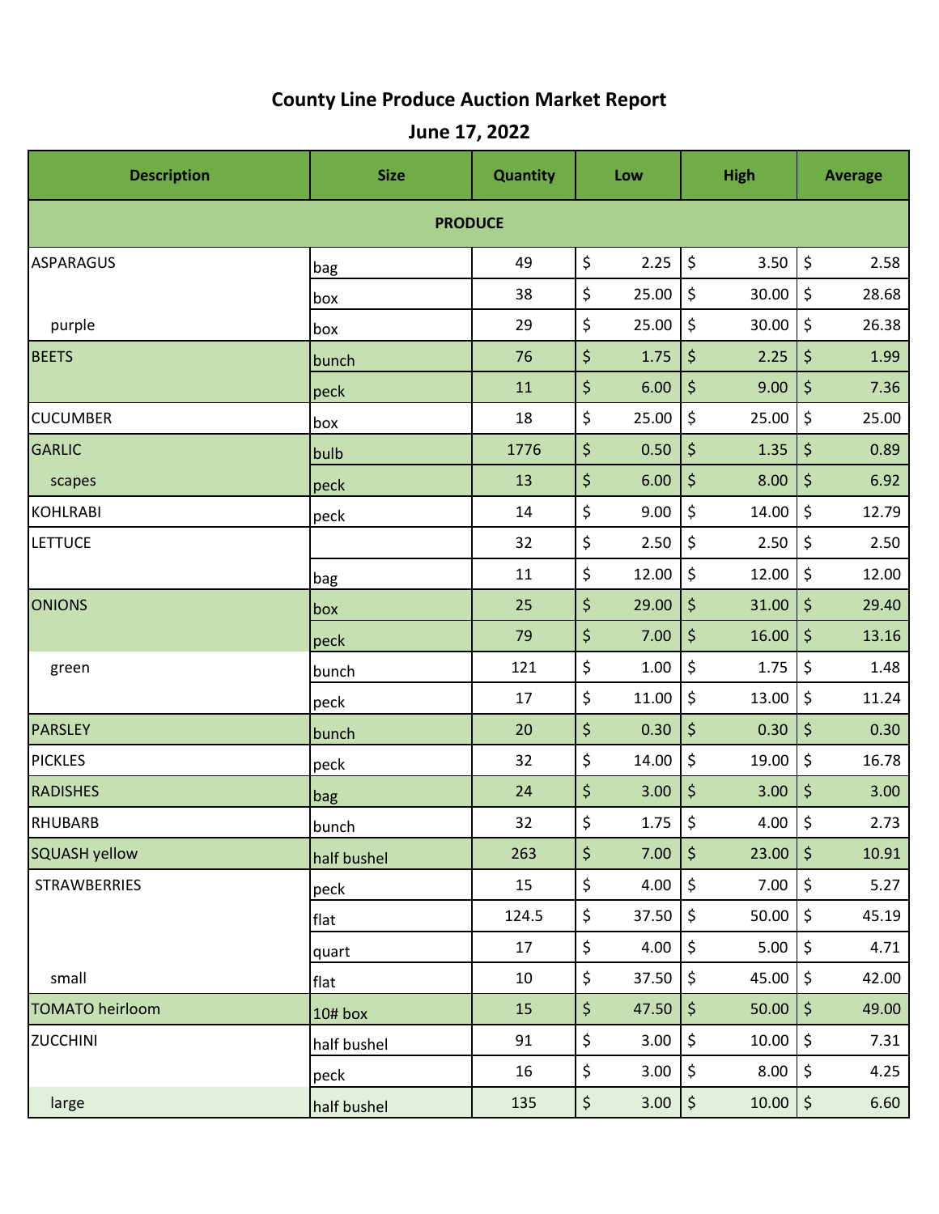# County Line Produce Auction Market Report

## June 17, 2022

| Description | Size | Quantity | Low | High | Average |
|---|---|---|---|---|---|
| **PRODUCE** | | | | | |
| ASPARAGUS | bag | 49 | $ 2.25 | $ 3.50 | $ 2.58 |
| | box | 38 | $ 25.00 | $ 30.00 | $ 28.68 |
| purple | box | 29 | $ 25.00 | $ 30.00 | $ 26.38 |
| BEETS | bunch | 76 | $ 1.75 | $ 2.25 | $ 1.99 |
| | peck | 11 | $ 6.00 | $ 9.00 | $ 7.36 |
| CUCUMBER | box | 18 | $ 25.00 | $ 25.00 | $ 25.00 |
| GARLIC | bulb | 1776 | $ 0.50 | $ 1.35 | $ 0.89 |
| scapes | peck | 13 | $ 6.00 | $ 8.00 | $ 6.92 |
| KOHLRABI | peck | 14 | $ 9.00 | $ 14.00 | $ 12.79 |
| LETTUCE | | 32 | $ 2.50 | $ 2.50 | $ 2.50 |
| | bag | 11 | $ 12.00 | $ 12.00 | $ 12.00 |
| ONIONS | box | 25 | $ 29.00 | $ 31.00 | $ 29.40 |
| | peck | 79 | $ 7.00 | $ 16.00 | $ 13.16 |
| green | bunch | 121 | $ 1.00 | $ 1.75 | $ 1.48 |
| | peck | 17 | $ 11.00 | $ 13.00 | $ 11.24 |
| PARSLEY | bunch | 20 | $ 0.30 | $ 0.30 | $ 0.30 |
| PICKLES | peck | 32 | $ 14.00 | $ 19.00 | $ 16.78 |
| RADISHES | bag | 24 | $ 3.00 | $ 3.00 | $ 3.00 |
| RHUBARB | bunch | 32 | $ 1.75 | $ 4.00 | $ 2.73 |
| SQUASH yellow | half bushel | 263 | $ 7.00 | $ 23.00 | $ 10.91 |
| STRAWBERRIES | peck | 15 | $ 4.00 | $ 7.00 | $ 5.27 |
| | flat | 124.5 | $ 37.50 | $ 50.00 | $ 45.19 |
| | quart | 17 | $ 4.00 | $ 5.00 | $ 4.71 |
| small | flat | 10 | $ 37.50 | $ 45.00 | $ 42.00 |
| TOMATO heirloom | 10# box | 15 | $ 47.50 | $ 50.00 | $ 49.00 |
| ZUCCHINI | half bushel | 91 | $ 3.00 | $ 10.00 | $ 7.31 |
| | peck | 16 | $ 3.00 | $ 8.00 | $ 4.25 |
| large | half bushel | 135 | $ 3.00 | $ 10.00 | $ 6.60 |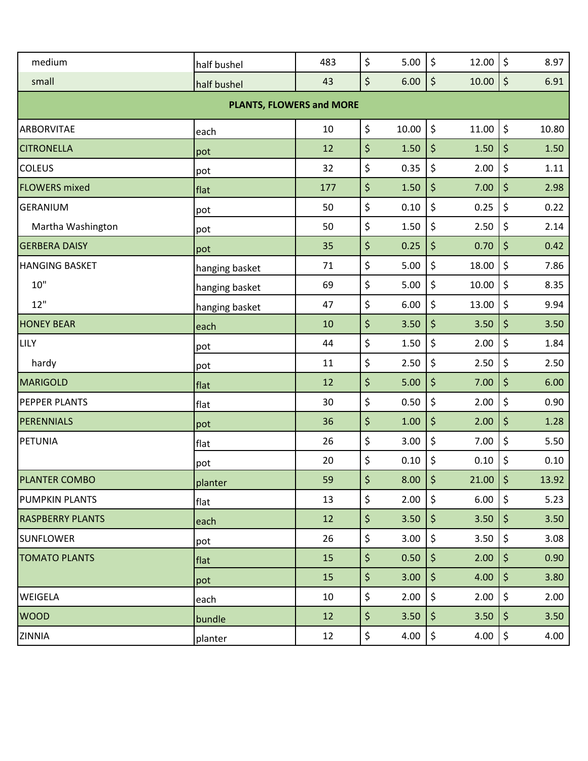| | | | | | |
|---|---|---|---|---|---|
| medium | half bushel | 483 | $ 5.00 | $ 12.00 | $ 8.97 |
| small | half bushel | 43 | $ 6.00 | $ 10.00 | $ 6.91 |
| **PLANTS, FLOWERS and MORE** | | | | | |
| ARBORVITAE | each | 10 | $ 10.00 | $ 11.00 | $ 10.80 |
| CITRONELLA | pot | 12 | $ 1.50 | $ 1.50 | $ 1.50 |
| COLEUS | pot | 32 | $ 0.35 | $ 2.00 | $ 1.11 |
| FLOWERS mixed | flat | 177 | $ 1.50 | $ 7.00 | $ 2.98 |
| GERANIUM | pot | 50 | $ 0.10 | $ 0.25 | $ 0.22 |
| Martha Washington | pot | 50 | $ 1.50 | $ 2.50 | $ 2.14 |
| GERBERA DAISY | pot | 35 | $ 0.25 | $ 0.70 | $ 0.42 |
| HANGING BASKET | hanging basket | 71 | $ 5.00 | $ 18.00 | $ 7.86 |
| 10" | hanging basket | 69 | $ 5.00 | $ 10.00 | $ 8.35 |
| 12" | hanging basket | 47 | $ 6.00 | $ 13.00 | $ 9.94 |
| HONEY BEAR | each | 10 | $ 3.50 | $ 3.50 | $ 3.50 |
| LILY | pot | 44 | $ 1.50 | $ 2.00 | $ 1.84 |
| hardy | pot | 11 | $ 2.50 | $ 2.50 | $ 2.50 |
| MARIGOLD | flat | 12 | $ 5.00 | $ 7.00 | $ 6.00 |
| PEPPER PLANTS | flat | 30 | $ 0.50 | $ 2.00 | $ 0.90 |
| PERENNIALS | pot | 36 | $ 1.00 | $ 2.00 | $ 1.28 |
| PETUNIA | flat | 26 | $ 3.00 | $ 7.00 | $ 5.50 |
| | pot | 20 | $ 0.10 | $ 0.10 | $ 0.10 |
| PLANTER COMBO | planter | 59 | $ 8.00 | $ 21.00 | $ 13.92 |
| PUMPKIN PLANTS | flat | 13 | $ 2.00 | $ 6.00 | $ 5.23 |
| RASPBERRY PLANTS | each | 12 | $ 3.50 | $ 3.50 | $ 3.50 |
| SUNFLOWER | pot | 26 | $ 3.00 | $ 3.50 | $ 3.08 |
| TOMATO PLANTS | flat | 15 | $ 0.50 | $ 2.00 | $ 0.90 |
| | pot | 15 | $ 3.00 | $ 4.00 | $ 3.80 |
| WEIGELA | each | 10 | $ 2.00 | $ 2.00 | $ 2.00 |
| WOOD | bundle | 12 | $ 3.50 | $ 3.50 | $ 3.50 |
| ZINNIA | planter | 12 | $ 4.00 | $ 4.00 | $ 4.00 |